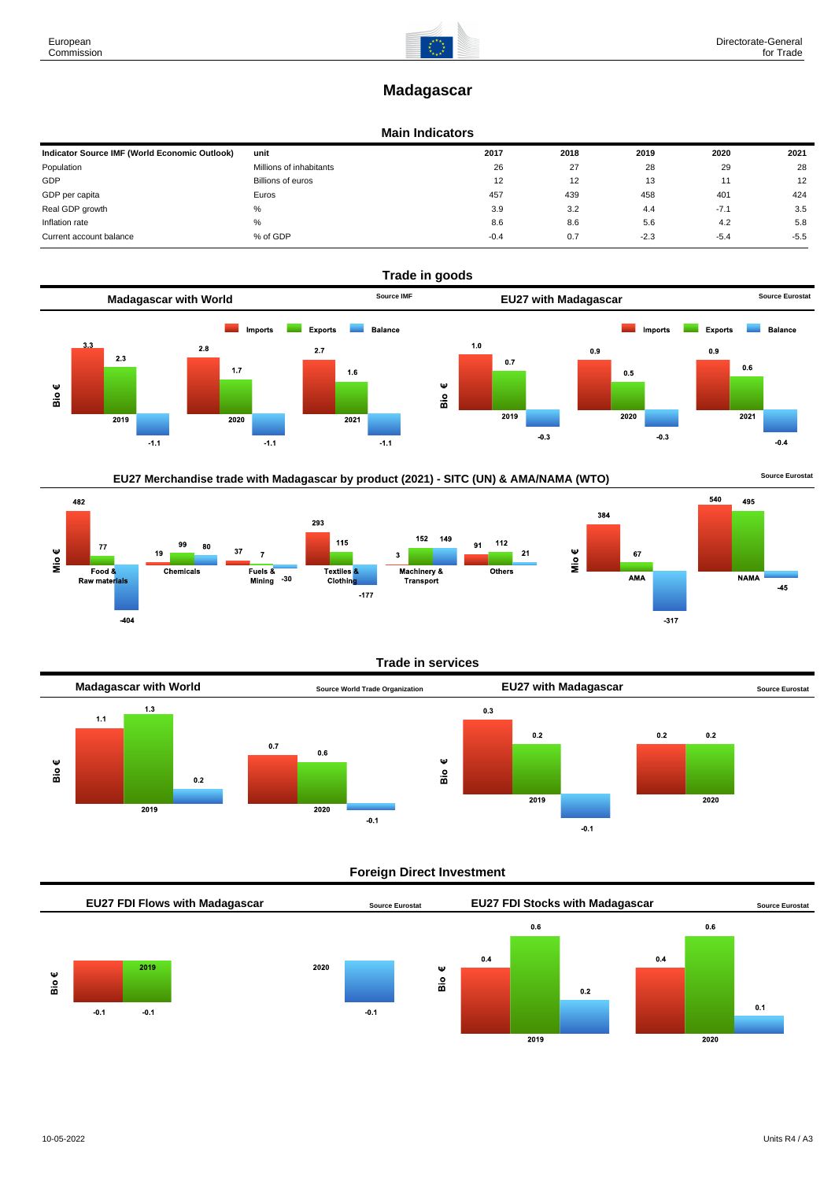# Madagascar

## Main Indicators

| Indicator Source IMF (World Economic Outlook) | unit | 2017 | 2018 | 2019 | 2020 | 2021 |
|---|---|---|---|---|---|---|
| Population | Millions of inhabitants | 26 | 27 | 28 | 29 | 28 |
| GDP | Billions of euros | 12 | 12 | 13 | 11 | 12 |
| GDP per capita | Euros | 457 | 439 | 458 | 401 | 424 |
| Real GDP growth | % | 3.9 | 3.2 | 4.4 | -7.1 | 3.5 |
| Inflation rate | % | 8.6 | 8.6 | 5.6 | 4.2 | 5.8 |
| Current account balance | % of GDP | -0.4 | 0.7 | -2.3 | -5.4 | -5.5 |

## Trade in goods

### Madagascar with World

Source IMF

Bio €

| | Imports | Exports | Balance |
|---|---|---|---|
| 2019 | 3.3 | 2.3 | -1.1 |
| 2020 | 2.8 | 1.7 | -1.1 |
| 2021 | 2.7 | 1.6 | -1.1 |

### EU27 with Madagascar

Source Eurostat

Bio €

| | Imports | Exports | Balance |
|---|---|---|---|
| 2019 | 1.0 | 0.7 | -0.3 |
| 2020 | 0.9 | 0.5 | -0.3 |
| 2021 | 0.9 | 0.6 | -0.4 |

### EU27 Merchandise trade with Madagascar by product (2021) - SITC (UN) & AMA/NAMA (WTO)

Source Eurostat

Mio €

| | Imports | Exports | Balance |
|---|---|---|---|
| Food & Raw materials | 482 | 77 | -404 |
| Chemicals | 19 | 99 | 80 |
| Fuels & Mining | 37 | 7 | -30 |
| Textiles & Clothing | 293 | 115 | -177 |
| Machinery & Transport | 3 | 152 | 149 |
| Others | 91 | 112 | 21 |
| AMA | 384 | 67 | -317 |
| NAMA | 540 | 495 | -45 |

## Trade in services

### Madagascar with World

Source World Trade Organization

Bio €

| | Imports | Exports | Balance |
|---|---|---|---|
| 2019 | 1.1 | 1.3 | 0.2 |
| 2020 | 0.7 | 0.6 | -0.1 |

### EU27 with Madagascar

Source Eurostat

Bio €

| | Imports | Exports | Balance |
|---|---|---|---|
| 2019 | 0.3 | 0.2 | -0.1 |
| 2020 | 0.2 | 0.2 | |

## Foreign Direct Investment

### EU27 FDI Flows with Madagascar

Source Eurostat

Bio €

| | Inflows | Outflows | Balance |
|---|---|---|---|
| 2019 | -0.1 | -0.1 | |
| 2020 | | | -0.1 |

### EU27 FDI Stocks with Madagascar

Source Eurostat

Bio €

| | Inward | Outward | Balance |
|---|---|---|---|
| 2019 | 0.4 | 0.6 | 0.2 |
| 2020 | 0.4 | 0.6 | 0.1 |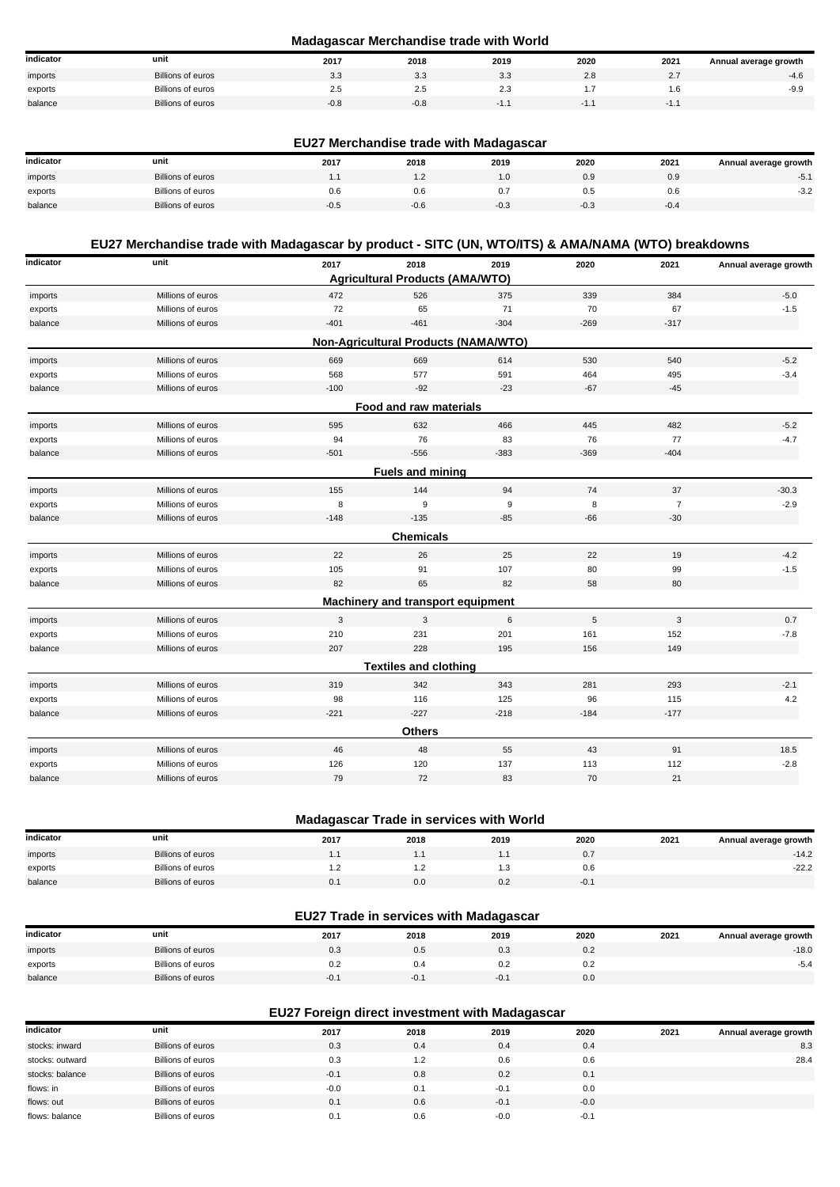## Madagascar Merchandise trade with World

| indicator | unit | 2017 | 2018 | 2019 | 2020 | 2021 | Annual average growth |
|---|---|---|---|---|---|---|---|
| imports | Billions of euros | 3.3 | 3.3 | 3.3 | 2.8 | 2.7 | -4.6 |
| exports | Billions of euros | 2.5 | 2.5 | 2.3 | 1.7 | 1.6 | -9.9 |
| balance | Billions of euros | -0.8 | -0.8 | -1.1 | -1.1 | -1.1 | |

## EU27 Merchandise trade with Madagascar

| indicator | unit | 2017 | 2018 | 2019 | 2020 | 2021 | Annual average growth |
|---|---|---|---|---|---|---|---|
| imports | Billions of euros | 1.1 | 1.2 | 1.0 | 0.9 | 0.9 | -5.1 |
| exports | Billions of euros | 0.6 | 0.6 | 0.7 | 0.5 | 0.6 | -3.2 |
| balance | Billions of euros | -0.5 | -0.6 | -0.3 | -0.3 | -0.4 | |

## EU27 Merchandise trade with Madagascar by product - SITC (UN, WTO/ITS) & AMA/NAMA (WTO) breakdowns

| indicator | unit | 2017 | 2018 | 2019 | 2020 | 2021 | Annual average growth |
|---|---|---|---|---|---|---|---|
| **Agricultural Products (AMA/WTO)** | | | | | | | |
| imports | Millions of euros | 472 | 526 | 375 | 339 | 384 | -5.0 |
| exports | Millions of euros | 72 | 65 | 71 | 70 | 67 | -1.5 |
| balance | Millions of euros | -401 | -461 | -304 | -269 | -317 | |
| **Non-Agricultural Products (NAMA/WTO)** | | | | | | | |
| imports | Millions of euros | 669 | 669 | 614 | 530 | 540 | -5.2 |
| exports | Millions of euros | 568 | 577 | 591 | 464 | 495 | -3.4 |
| balance | Millions of euros | -100 | -92 | -23 | -67 | -45 | |
| **Food and raw materials** | | | | | | | |
| imports | Millions of euros | 595 | 632 | 466 | 445 | 482 | -5.2 |
| exports | Millions of euros | 94 | 76 | 83 | 76 | 77 | -4.7 |
| balance | Millions of euros | -501 | -556 | -383 | -369 | -404 | |
| **Fuels and mining** | | | | | | | |
| imports | Millions of euros | 155 | 144 | 94 | 74 | 37 | -30.3 |
| exports | Millions of euros | 8 | 9 | 9 | 8 | 7 | -2.9 |
| balance | Millions of euros | -148 | -135 | -85 | -66 | -30 | |
| **Chemicals** | | | | | | | |
| imports | Millions of euros | 22 | 26 | 25 | 22 | 19 | -4.2 |
| exports | Millions of euros | 105 | 91 | 107 | 80 | 99 | -1.5 |
| balance | Millions of euros | 82 | 65 | 82 | 58 | 80 | |
| **Machinery and transport equipment** | | | | | | | |
| imports | Millions of euros | 3 | 3 | 6 | 5 | 3 | 0.7 |
| exports | Millions of euros | 210 | 231 | 201 | 161 | 152 | -7.8 |
| balance | Millions of euros | 207 | 228 | 195 | 156 | 149 | |
| **Textiles and clothing** | | | | | | | |
| imports | Millions of euros | 319 | 342 | 343 | 281 | 293 | -2.1 |
| exports | Millions of euros | 98 | 116 | 125 | 96 | 115 | 4.2 |
| balance | Millions of euros | -221 | -227 | -218 | -184 | -177 | |
| **Others** | | | | | | | |
| imports | Millions of euros | 46 | 48 | 55 | 43 | 91 | 18.5 |
| exports | Millions of euros | 126 | 120 | 137 | 113 | 112 | -2.8 |
| balance | Millions of euros | 79 | 72 | 83 | 70 | 21 | |

## Madagascar Trade in services with World

| indicator | unit | 2017 | 2018 | 2019 | 2020 | 2021 | Annual average growth |
|---|---|---|---|---|---|---|---|
| imports | Billions of euros | 1.1 | 1.1 | 1.1 | 0.7 | | -14.2 |
| exports | Billions of euros | 1.2 | 1.2 | 1.3 | 0.6 | | -22.2 |
| balance | Billions of euros | 0.1 | 0.0 | 0.2 | -0.1 | | |

## EU27 Trade in services with Madagascar

| indicator | unit | 2017 | 2018 | 2019 | 2020 | 2021 | Annual average growth |
|---|---|---|---|---|---|---|---|
| imports | Billions of euros | 0.3 | 0.5 | 0.3 | 0.2 | | -18.0 |
| exports | Billions of euros | 0.2 | 0.4 | 0.2 | 0.2 | | -5.4 |
| balance | Billions of euros | -0.1 | -0.1 | -0.1 | 0.0 | | |

## EU27 Foreign direct investment with Madagascar

| indicator | unit | 2017 | 2018 | 2019 | 2020 | 2021 | Annual average growth |
|---|---|---|---|---|---|---|---|
| stocks: inward | Billions of euros | 0.3 | 0.4 | 0.4 | 0.4 | | 8.3 |
| stocks: outward | Billions of euros | 0.3 | 1.2 | 0.6 | 0.6 | | 28.4 |
| stocks: balance | Billions of euros | -0.1 | 0.8 | 0.2 | 0.1 | | |
| flows: in | Billions of euros | -0.0 | 0.1 | -0.1 | 0.0 | | |
| flows: out | Billions of euros | 0.1 | 0.6 | -0.1 | -0.0 | | |
| flows: balance | Billions of euros | 0.1 | 0.6 | -0.0 | -0.1 | | |